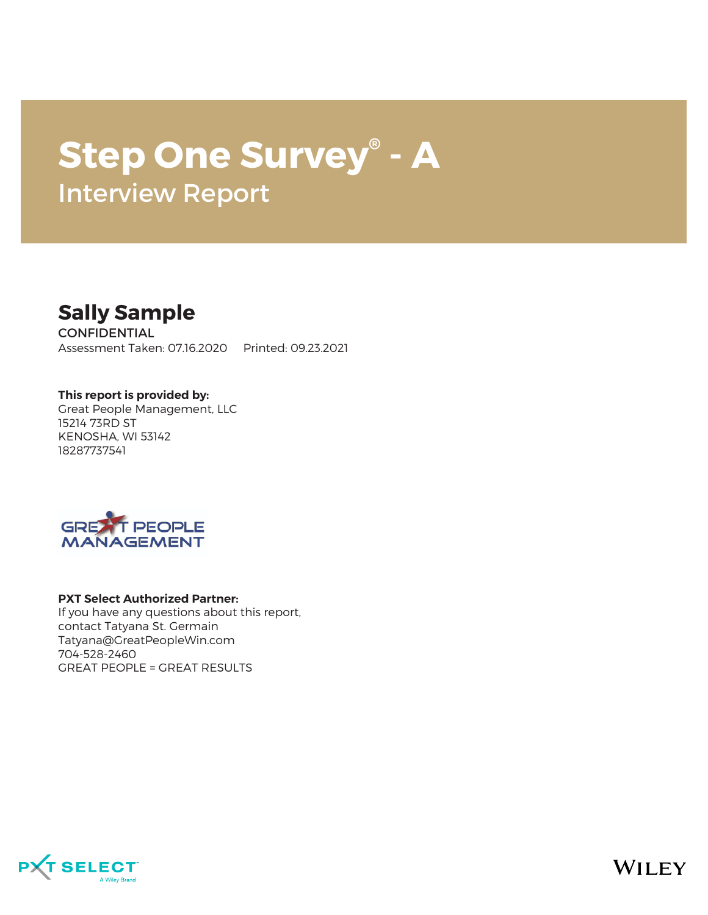# Step One Survey® - A

## Interview Report

## Sally Sample

CONFIDENTIAL

Assessment Taken: 07.16.2020 Printed: 09.23.2021

**This report is provided by:**
Great People Management, LLC
15214 73RD ST
KENOSHA, WI 53142
18287737541

**PXT Select Authorized Partner:**
If you have any questions about this report,
contact Tatyana St. Germain
Tatyana@GreatPeopleWin.com
704-528-2460
GREAT PEOPLE = GREAT RESULTS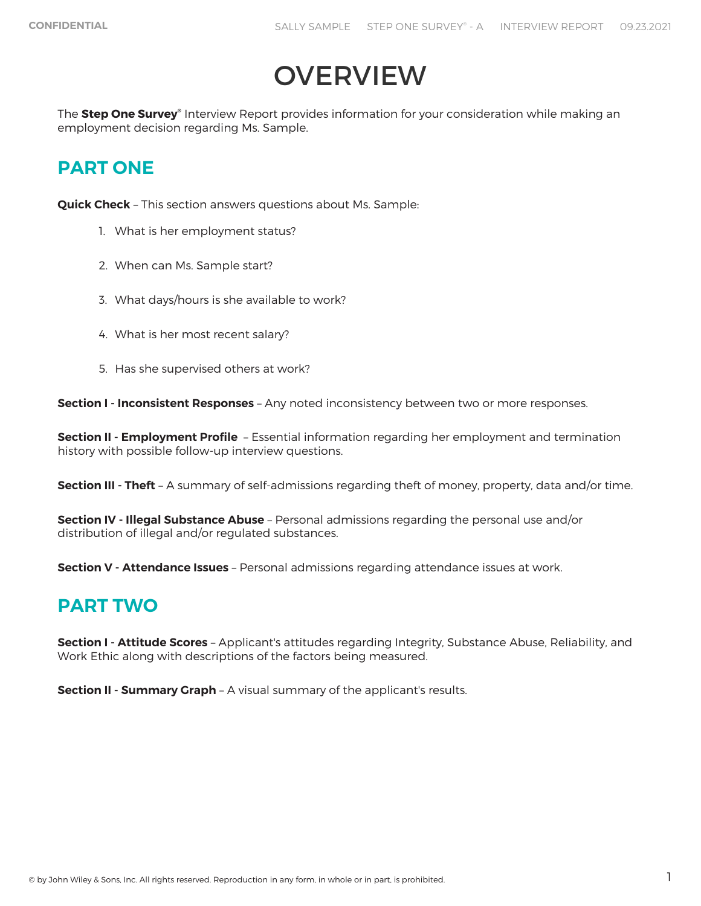# OVERVIEW

The **Step One Survey®** Interview Report provides information for your consideration while making an employment decision regarding Ms. Sample.

## PART ONE

**Quick Check** – This section answers questions about Ms. Sample:

1. What is her employment status?
2. When can Ms. Sample start?
3. What days/hours is she available to work?
4. What is her most recent salary?
5. Has she supervised others at work?

**Section I - Inconsistent Responses** – Any noted inconsistency between two or more responses.

**Section II - Employment Profile** – Essential information regarding her employment and termination history with possible follow-up interview questions.

**Section III - Theft** – A summary of self-admissions regarding theft of money, property, data and/or time.

**Section IV - Illegal Substance Abuse** – Personal admissions regarding the personal use and/or distribution of illegal and/or regulated substances.

**Section V - Attendance Issues** – Personal admissions regarding attendance issues at work.

## PART TWO

**Section I - Attitude Scores** – Applicant's attitudes regarding Integrity, Substance Abuse, Reliability, and Work Ethic along with descriptions of the factors being measured.

**Section II - Summary Graph** – A visual summary of the applicant's results.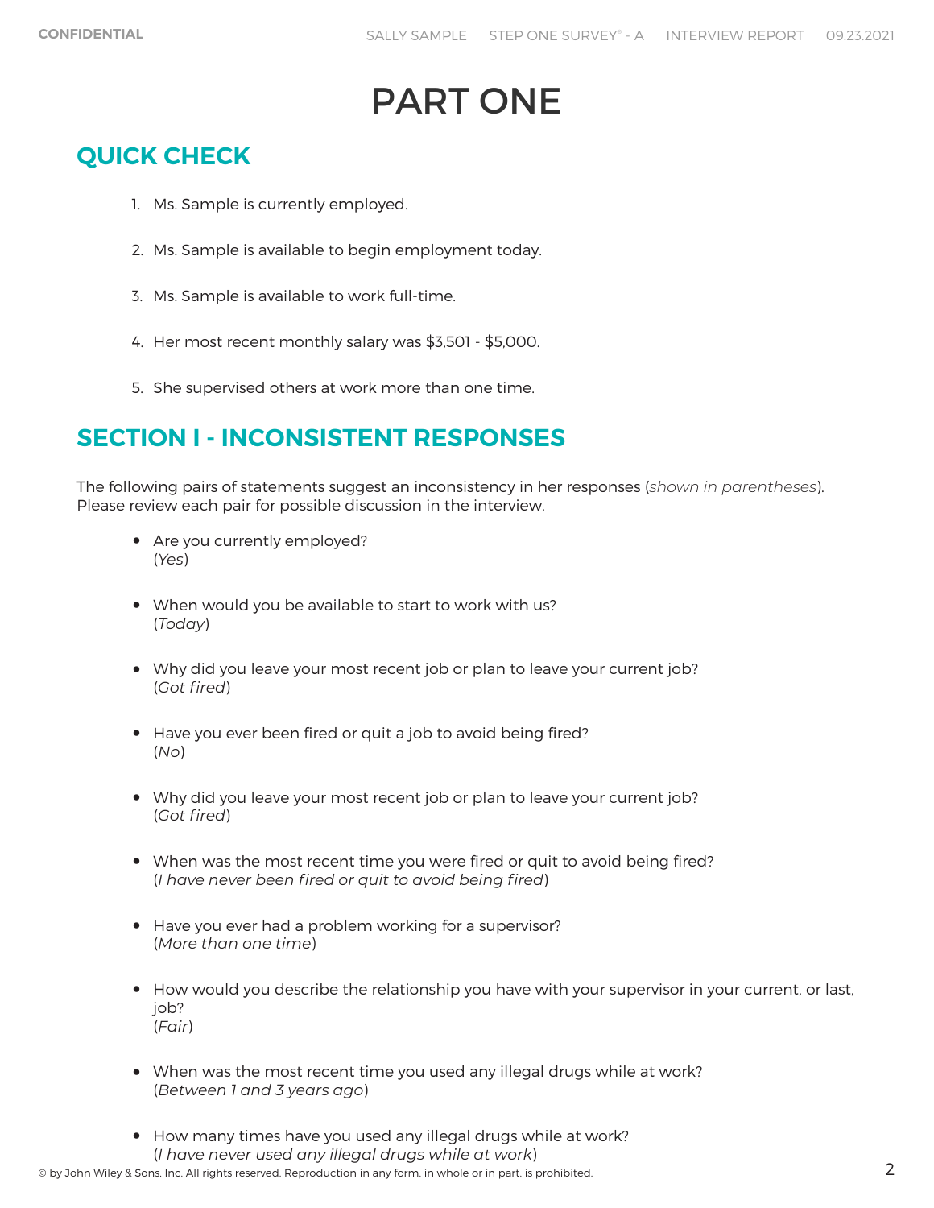# PART ONE

## QUICK CHECK

1. Ms. Sample is currently employed.
2. Ms. Sample is available to begin employment today.
3. Ms. Sample is available to work full-time.
4. Her most recent monthly salary was $3,501 - $5,000.
5. She supervised others at work more than one time.

## SECTION I - INCONSISTENT RESPONSES

The following pairs of statements suggest an inconsistency in her responses (*shown in parentheses*). Please review each pair for possible discussion in the interview.

- Are you currently employed?
  (*Yes*)
- When would you be available to start to work with us?
  (*Today*)
- Why did you leave your most recent job or plan to leave your current job?
  (*Got fired*)
- Have you ever been fired or quit a job to avoid being fired?
  (*No*)
- Why did you leave your most recent job or plan to leave your current job?
  (*Got fired*)
- When was the most recent time you were fired or quit to avoid being fired?
  (*I have never been fired or quit to avoid being fired*)
- Have you ever had a problem working for a supervisor?
  (*More than one time*)
- How would you describe the relationship you have with your supervisor in your current, or last, job?
  (*Fair*)
- When was the most recent time you used any illegal drugs while at work?
  (*Between 1 and 3 years ago*)
- How many times have you used any illegal drugs while at work?
  (*I have never used any illegal drugs while at work*)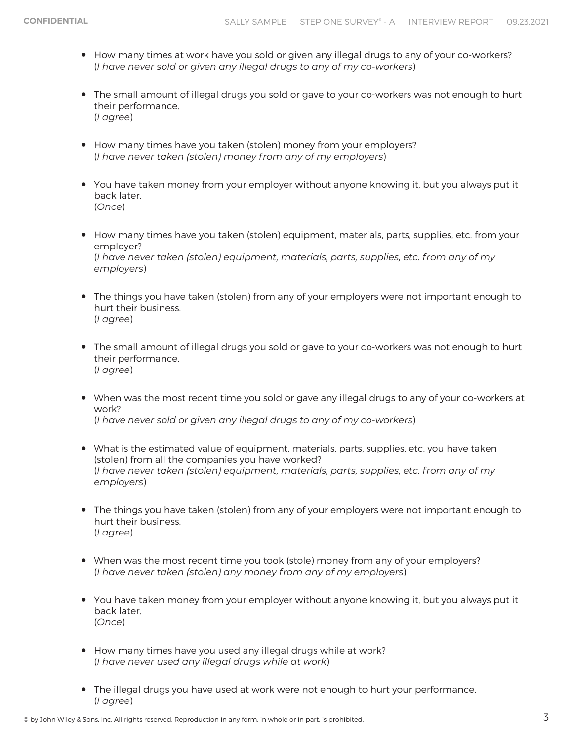- How many times at work have you sold or given any illegal drugs to any of your co-workers?
(*I have never sold or given any illegal drugs to any of my co-workers*)

- The small amount of illegal drugs you sold or gave to your co-workers was not enough to hurt their performance.
(*I agree*)

- How many times have you taken (stolen) money from your employers?
(*I have never taken (stolen) money from any of my employers*)

- You have taken money from your employer without anyone knowing it, but you always put it back later.
(*Once*)

- How many times have you taken (stolen) equipment, materials, parts, supplies, etc. from your employer?
(*I have never taken (stolen) equipment, materials, parts, supplies, etc. from any of my employers*)

- The things you have taken (stolen) from any of your employers were not important enough to hurt their business.
(*I agree*)

- The small amount of illegal drugs you sold or gave to your co-workers was not enough to hurt their performance.
(*I agree*)

- When was the most recent time you sold or gave any illegal drugs to any of your co-workers at work?
(*I have never sold or given any illegal drugs to any of my co-workers*)

- What is the estimated value of equipment, materials, parts, supplies, etc. you have taken (stolen) from all the companies you have worked?
(*I have never taken (stolen) equipment, materials, parts, supplies, etc. from any of my employers*)

- The things you have taken (stolen) from any of your employers were not important enough to hurt their business.
(*I agree*)

- When was the most recent time you took (stole) money from any of your employers?
(*I have never taken (stolen) any money from any of my employers*)

- You have taken money from your employer without anyone knowing it, but you always put it back later.
(*Once*)

- How many times have you used any illegal drugs while at work?
(*I have never used any illegal drugs while at work*)

- The illegal drugs you have used at work were not enough to hurt your performance.
(*I agree*)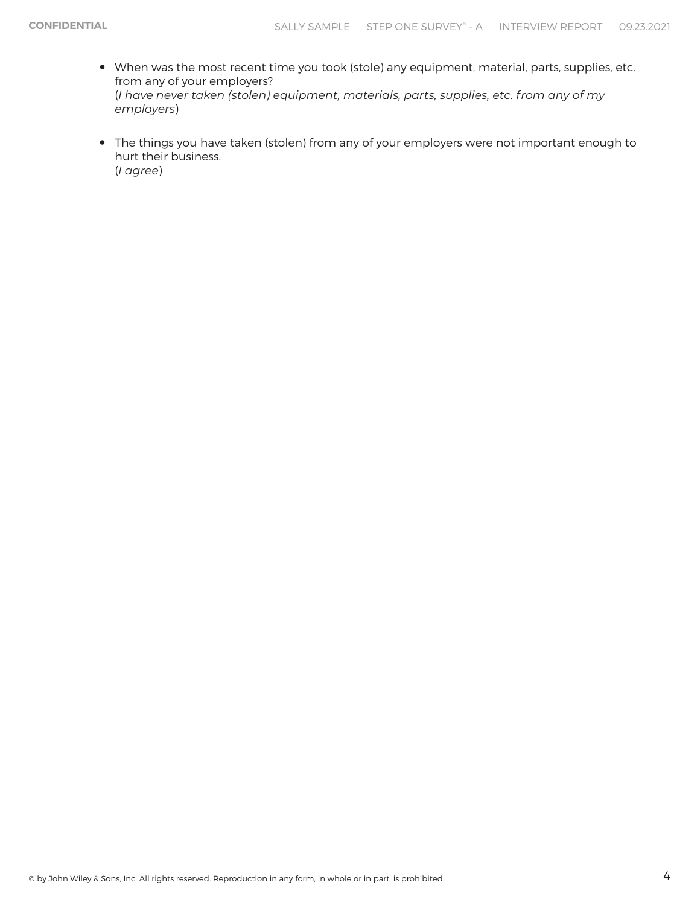- When was the most recent time you took (stole) any equipment, material, parts, supplies, etc. from any of your employers?
  (*I have never taken (stolen) equipment, materials, parts, supplies, etc. from any of my employers*)

- The things you have taken (stolen) from any of your employers were not important enough to hurt their business.
  (*I agree*)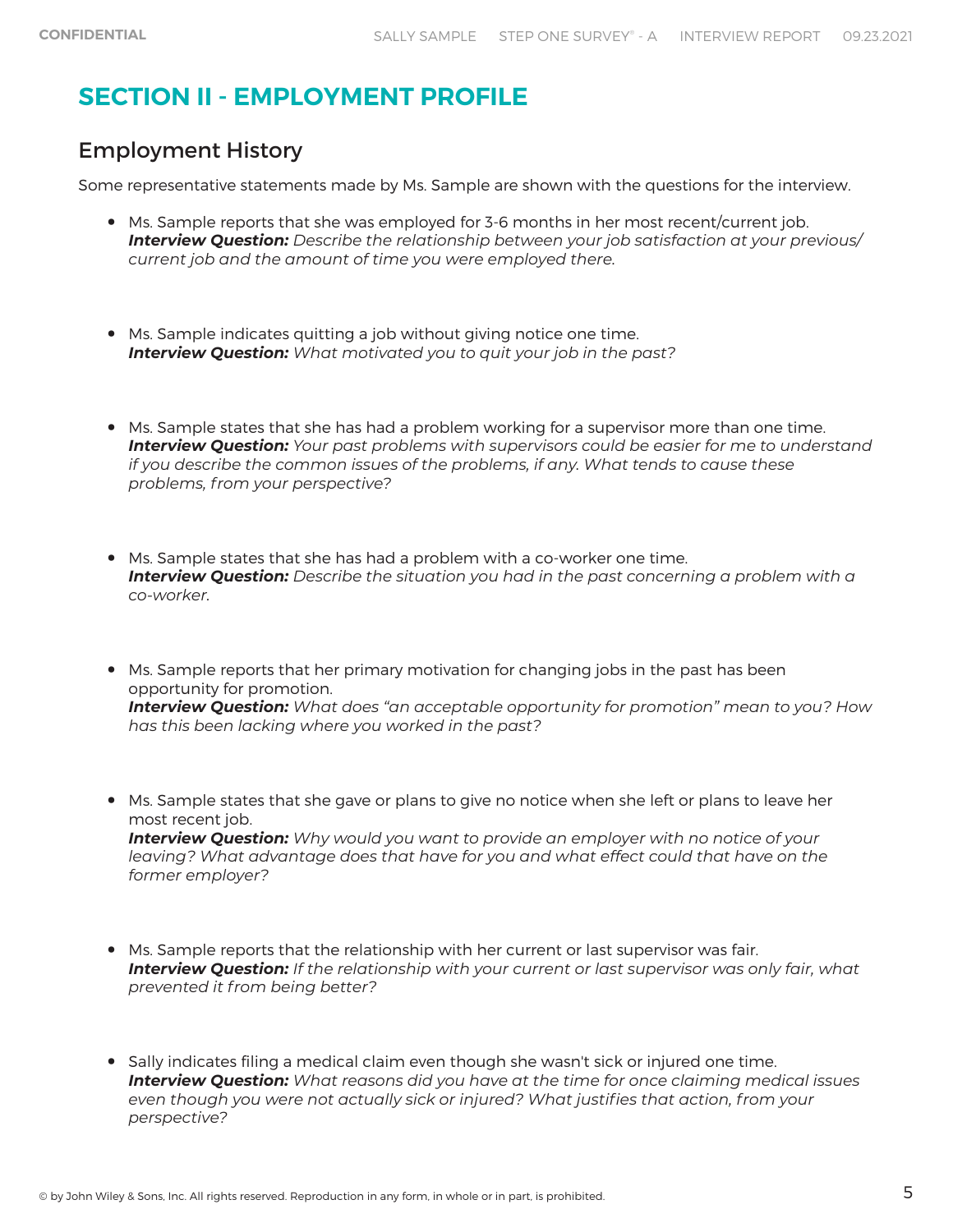# SECTION II - EMPLOYMENT PROFILE

## Employment History

Some representative statements made by Ms. Sample are shown with the questions for the interview.

- Ms. Sample reports that she was employed for 3-6 months in her most recent/current job.
  ***Interview Question:*** *Describe the relationship between your job satisfaction at your previous/ current job and the amount of time you were employed there.*

- Ms. Sample indicates quitting a job without giving notice one time.
  ***Interview Question:*** *What motivated you to quit your job in the past?*

- Ms. Sample states that she has had a problem working for a supervisor more than one time.
  ***Interview Question:*** *Your past problems with supervisors could be easier for me to understand if you describe the common issues of the problems, if any. What tends to cause these problems, from your perspective?*

- Ms. Sample states that she has had a problem with a co-worker one time.
  ***Interview Question:*** *Describe the situation you had in the past concerning a problem with a co-worker.*

- Ms. Sample reports that her primary motivation for changing jobs in the past has been opportunity for promotion.
  ***Interview Question:*** *What does "an acceptable opportunity for promotion" mean to you? How has this been lacking where you worked in the past?*

- Ms. Sample states that she gave or plans to give no notice when she left or plans to leave her most recent job.
  ***Interview Question:*** *Why would you want to provide an employer with no notice of your leaving? What advantage does that have for you and what effect could that have on the former employer?*

- Ms. Sample reports that the relationship with her current or last supervisor was fair.
  ***Interview Question:*** *If the relationship with your current or last supervisor was only fair, what prevented it from being better?*

- Sally indicates filing a medical claim even though she wasn't sick or injured one time.
  ***Interview Question:*** *What reasons did you have at the time for once claiming medical issues even though you were not actually sick or injured? What justifies that action, from your perspective?*

© by John Wiley & Sons, Inc. All rights reserved. Reproduction in any form, in whole or in part, is prohibited.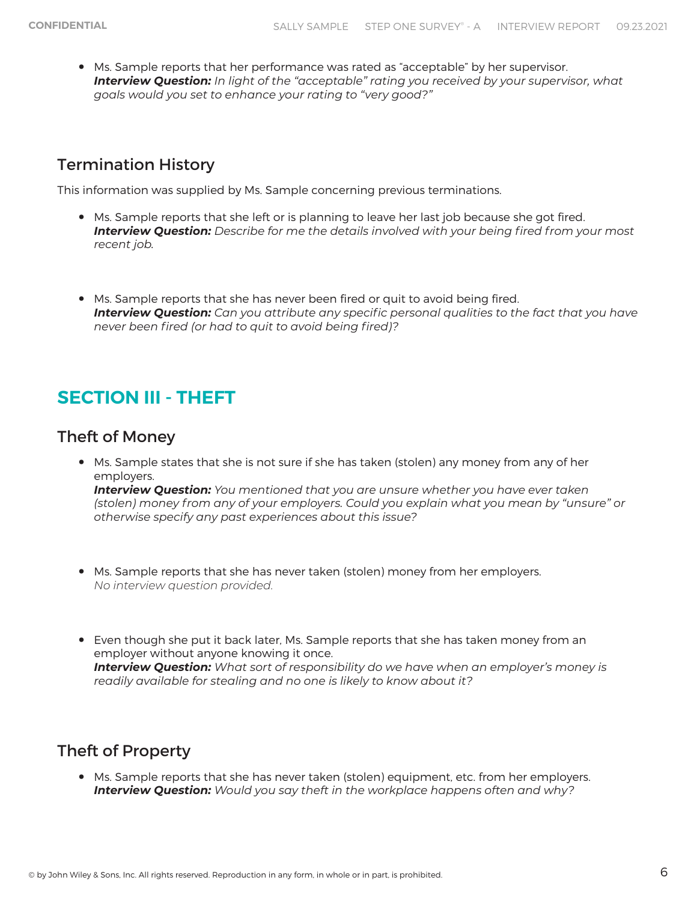- Ms. Sample reports that her performance was rated as “acceptable” by her supervisor.
  ***Interview Question:*** *In light of the “acceptable” rating you received by your supervisor, what goals would you set to enhance your rating to “very good?”*

## Termination History

This information was supplied by Ms. Sample concerning previous terminations.

- Ms. Sample reports that she left or is planning to leave her last job because she got fired.
  ***Interview Question:*** *Describe for me the details involved with your being fired from your most recent job.*

- Ms. Sample reports that she has never been fired or quit to avoid being fired.
  ***Interview Question:*** *Can you attribute any specific personal qualities to the fact that you have never been fired (or had to quit to avoid being fired)?*

# SECTION III - THEFT

## Theft of Money

- Ms. Sample states that she is not sure if she has taken (stolen) any money from any of her employers.
  ***Interview Question:*** *You mentioned that you are unsure whether you have ever taken (stolen) money from any of your employers. Could you explain what you mean by “unsure” or otherwise specify any past experiences about this issue?*

- Ms. Sample reports that she has never taken (stolen) money from her employers.
  *No interview question provided.*

- Even though she put it back later, Ms. Sample reports that she has taken money from an employer without anyone knowing it once.
  ***Interview Question:*** *What sort of responsibility do we have when an employer’s money is readily available for stealing and no one is likely to know about it?*

## Theft of Property

- Ms. Sample reports that she has never taken (stolen) equipment, etc. from her employers.
  ***Interview Question:*** *Would you say theft in the workplace happens often and why?*

© by John Wiley & Sons, Inc. All rights reserved. Reproduction in any form, in whole or in part, is prohibited.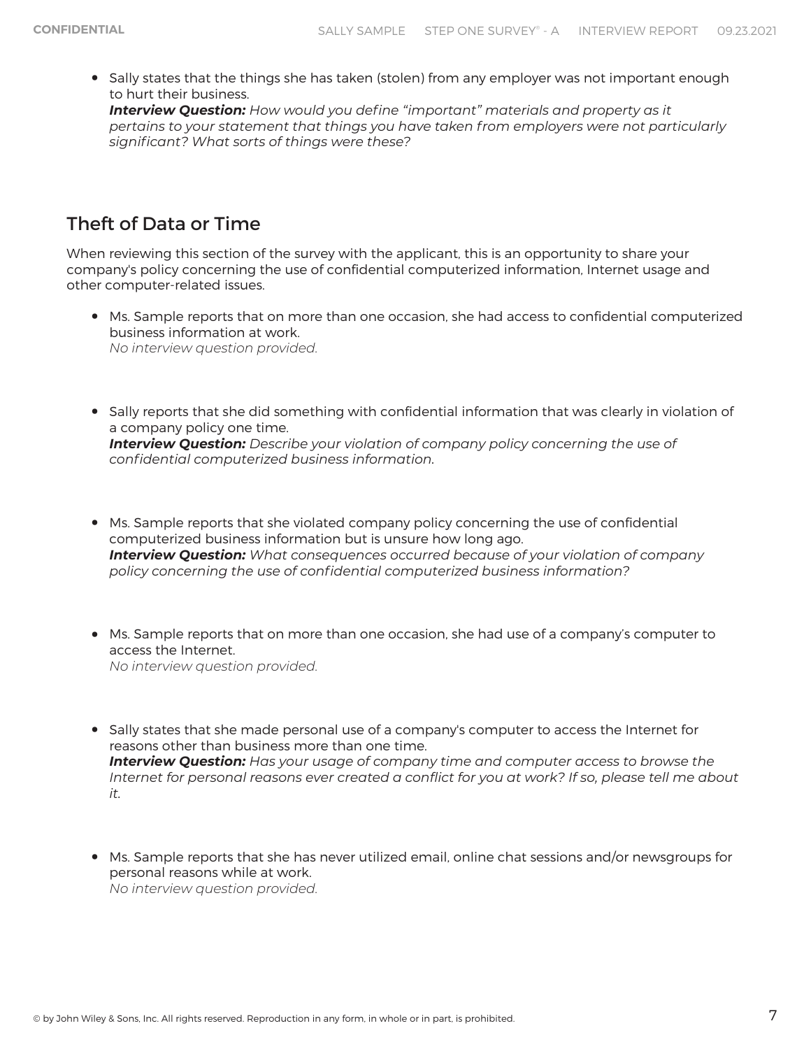- Sally states that the things she has taken (stolen) from any employer was not important enough to hurt their business.
  ***Interview Question:*** *How would you define "important" materials and property as it pertains to your statement that things you have taken from employers were not particularly significant? What sorts of things were these?*

## Theft of Data or Time

When reviewing this section of the survey with the applicant, this is an opportunity to share your company's policy concerning the use of confidential computerized information, Internet usage and other computer-related issues.

- Ms. Sample reports that on more than one occasion, she had access to confidential computerized business information at work.
  *No interview question provided.*

- Sally reports that she did something with confidential information that was clearly in violation of a company policy one time.
  ***Interview Question:*** *Describe your violation of company policy concerning the use of confidential computerized business information.*

- Ms. Sample reports that she violated company policy concerning the use of confidential computerized business information but is unsure how long ago.
  ***Interview Question:*** *What consequences occurred because of your violation of company policy concerning the use of confidential computerized business information?*

- Ms. Sample reports that on more than one occasion, she had use of a company's computer to access the Internet.
  *No interview question provided.*

- Sally states that she made personal use of a company's computer to access the Internet for reasons other than business more than one time.
  ***Interview Question:*** *Has your usage of company time and computer access to browse the Internet for personal reasons ever created a conflict for you at work? If so, please tell me about it.*

- Ms. Sample reports that she has never utilized email, online chat sessions and/or newsgroups for personal reasons while at work.
  *No interview question provided.*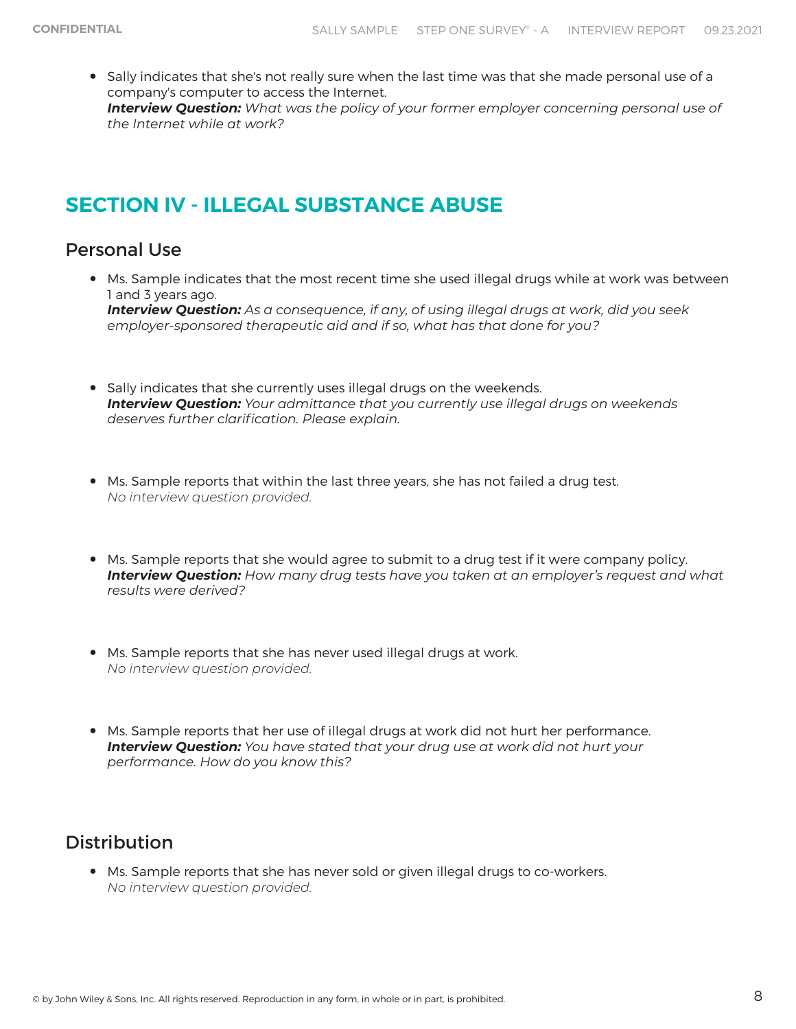- Sally indicates that she's not really sure when the last time was that she made personal use of a company's computer to access the Internet.
  ***Interview Question:*** *What was the policy of your former employer concerning personal use of the Internet while at work?*

## SECTION IV - ILLEGAL SUBSTANCE ABUSE

### Personal Use

- Ms. Sample indicates that the most recent time she used illegal drugs while at work was between 1 and 3 years ago.
  ***Interview Question:*** *As a consequence, if any, of using illegal drugs at work, did you seek employer-sponsored therapeutic aid and if so, what has that done for you?*

- Sally indicates that she currently uses illegal drugs on the weekends.
  ***Interview Question:*** *Your admittance that you currently use illegal drugs on weekends deserves further clarification. Please explain.*

- Ms. Sample reports that within the last three years, she has not failed a drug test.
  *No interview question provided.*

- Ms. Sample reports that she would agree to submit to a drug test if it were company policy.
  ***Interview Question:*** *How many drug tests have you taken at an employer's request and what results were derived?*

- Ms. Sample reports that she has never used illegal drugs at work.
  *No interview question provided.*

- Ms. Sample reports that her use of illegal drugs at work did not hurt her performance.
  ***Interview Question:*** *You have stated that your drug use at work did not hurt your performance. How do you know this?*

### Distribution

- Ms. Sample reports that she has never sold or given illegal drugs to co-workers.
  *No interview question provided.*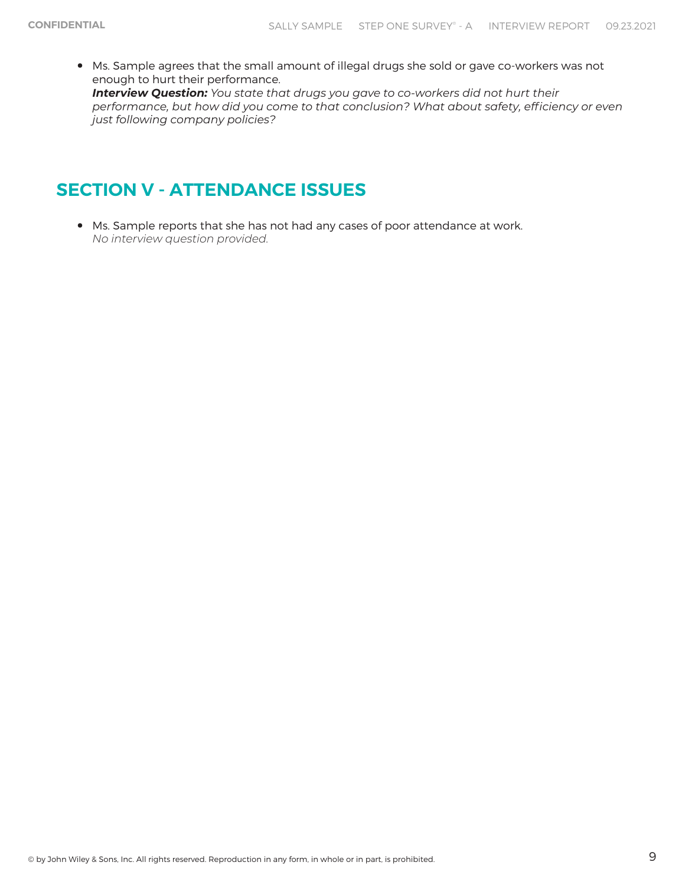- Ms. Sample agrees that the small amount of illegal drugs she sold or gave co-workers was not enough to hurt their performance.
  ***Interview Question:*** *You state that drugs you gave to co-workers did not hurt their performance, but how did you come to that conclusion? What about safety, efficiency or even just following company policies?*

## SECTION V - ATTENDANCE ISSUES

- Ms. Sample reports that she has not had any cases of poor attendance at work.
  *No interview question provided.*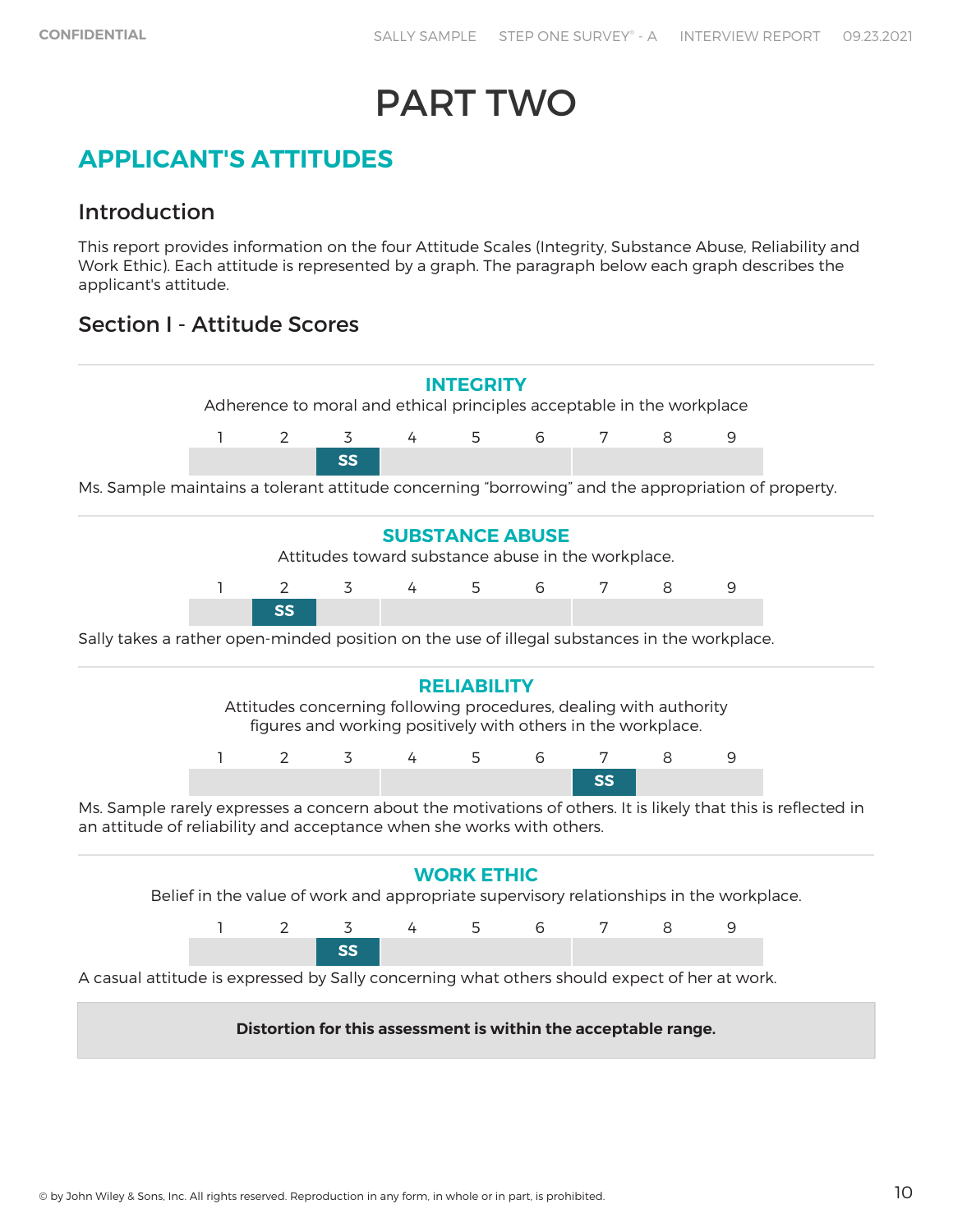# PART TWO

## APPLICANT'S ATTITUDES

### Introduction

This report provides information on the four Attitude Scales (Integrity, Substance Abuse, Reliability and Work Ethic). Each attitude is represented by a graph. The paragraph below each graph describes the applicant's attitude.

### Section I - Attitude Scores

**INTEGRITY**

Adherence to moral and ethical principles acceptable in the workplace

| 1 | 2 | 3 | 4 | 5 | 6 | 7 | 8 | 9 |
|---|---|---|---|---|---|---|---|---|
| | | SS | | | | | | |

Ms. Sample maintains a tolerant attitude concerning “borrowing” and the appropriation of property.

**SUBSTANCE ABUSE**

Attitudes toward substance abuse in the workplace.

| 1 | 2 | 3 | 4 | 5 | 6 | 7 | 8 | 9 |
|---|---|---|---|---|---|---|---|---|
| | SS | | | | | | | |

Sally takes a rather open-minded position on the use of illegal substances in the workplace.

**RELIABILITY**

Attitudes concerning following procedures, dealing with authority figures and working positively with others in the workplace.

| 1 | 2 | 3 | 4 | 5 | 6 | 7 | 8 | 9 |
|---|---|---|---|---|---|---|---|---|
| | | | | | | SS | | |

Ms. Sample rarely expresses a concern about the motivations of others. It is likely that this is reflected in an attitude of reliability and acceptance when she works with others.

**WORK ETHIC**

Belief in the value of work and appropriate supervisory relationships in the workplace.

| 1 | 2 | 3 | 4 | 5 | 6 | 7 | 8 | 9 |
|---|---|---|---|---|---|---|---|---|
| | | SS | | | | | | |

A casual attitude is expressed by Sally concerning what others should expect of her at work.

**Distortion for this assessment is within the acceptable range.**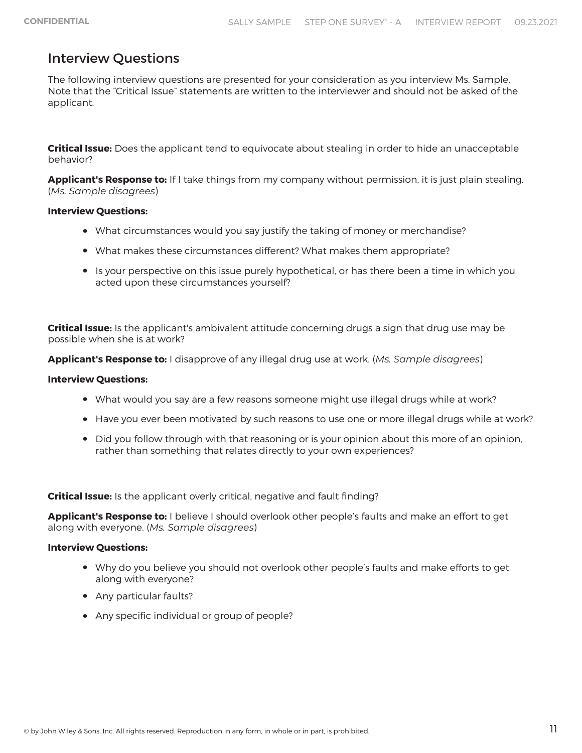## Interview Questions

The following interview questions are presented for your consideration as you interview Ms. Sample. Note that the "Critical Issue" statements are written to the interviewer and should not be asked of the applicant.

**Critical Issue:** Does the applicant tend to equivocate about stealing in order to hide an unacceptable behavior?

**Applicant's Response to:** If I take things from my company without permission, it is just plain stealing. (*Ms. Sample disagrees*)

**Interview Questions:**

- What circumstances would you say justify the taking of money or merchandise?
- What makes these circumstances different? What makes them appropriate?
- Is your perspective on this issue purely hypothetical, or has there been a time in which you acted upon these circumstances yourself?

**Critical Issue:** Is the applicant's ambivalent attitude concerning drugs a sign that drug use may be possible when she is at work?

**Applicant's Response to:** I disapprove of any illegal drug use at work. (*Ms. Sample disagrees*)

**Interview Questions:**

- What would you say are a few reasons someone might use illegal drugs while at work?
- Have you ever been motivated by such reasons to use one or more illegal drugs while at work?
- Did you follow through with that reasoning or is your opinion about this more of an opinion, rather than something that relates directly to your own experiences?

**Critical Issue:** Is the applicant overly critical, negative and fault finding?

**Applicant's Response to:** I believe I should overlook other people's faults and make an effort to get along with everyone. (*Ms. Sample disagrees*)

**Interview Questions:**

- Why do you believe you should not overlook other people's faults and make efforts to get along with everyone?
- Any particular faults?
- Any specific individual or group of people?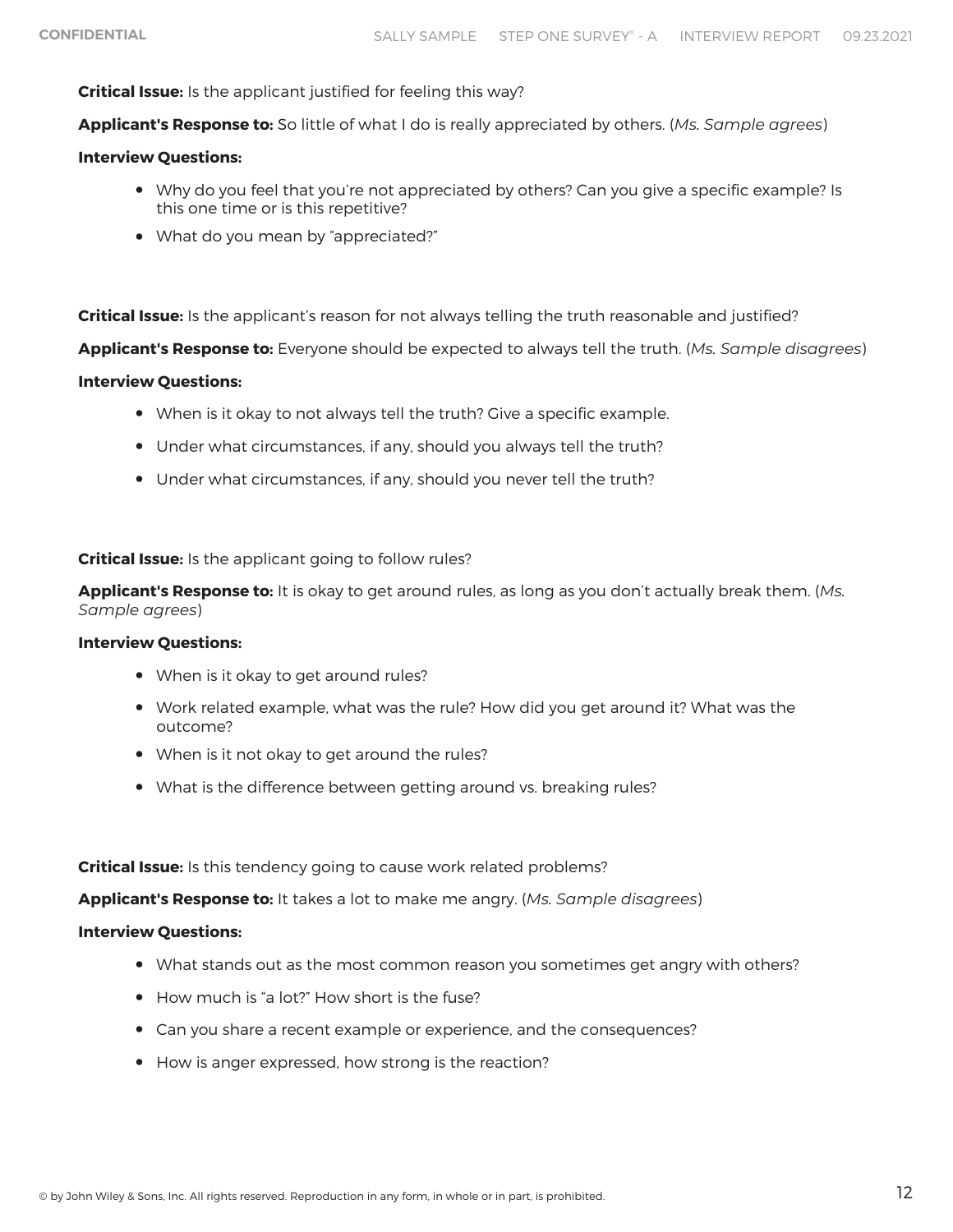**Critical Issue:** Is the applicant justified for feeling this way?

**Applicant's Response to:** So little of what I do is really appreciated by others. (*Ms. Sample agrees*)

**Interview Questions:**

- Why do you feel that you're not appreciated by others? Can you give a specific example? Is this one time or is this repetitive?
- What do you mean by "appreciated?"

**Critical Issue:** Is the applicant's reason for not always telling the truth reasonable and justified?

**Applicant's Response to:** Everyone should be expected to always tell the truth. (*Ms. Sample disagrees*)

**Interview Questions:**

- When is it okay to not always tell the truth? Give a specific example.
- Under what circumstances, if any, should you always tell the truth?
- Under what circumstances, if any, should you never tell the truth?

**Critical Issue:** Is the applicant going to follow rules?

**Applicant's Response to:** It is okay to get around rules, as long as you don't actually break them. (*Ms. Sample agrees*)

**Interview Questions:**

- When is it okay to get around rules?
- Work related example, what was the rule? How did you get around it? What was the outcome?
- When is it not okay to get around the rules?
- What is the difference between getting around vs. breaking rules?

**Critical Issue:** Is this tendency going to cause work related problems?

**Applicant's Response to:** It takes a lot to make me angry. (*Ms. Sample disagrees*)

**Interview Questions:**

- What stands out as the most common reason you sometimes get angry with others?
- How much is "a lot?" How short is the fuse?
- Can you share a recent example or experience, and the consequences?
- How is anger expressed, how strong is the reaction?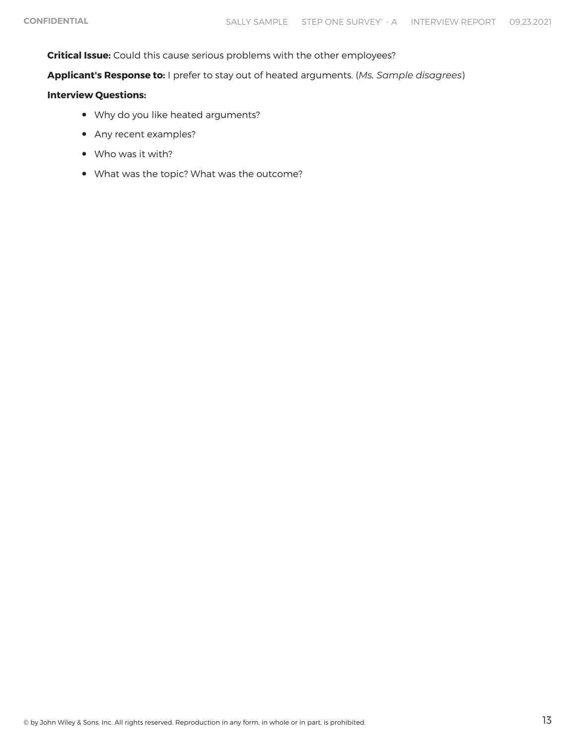**Critical Issue:** Could this cause serious problems with the other employees?

**Applicant's Response to:** I prefer to stay out of heated arguments. (*Ms. Sample disagrees*)

**Interview Questions:**

- Why do you like heated arguments?
- Any recent examples?
- Who was it with?
- What was the topic? What was the outcome?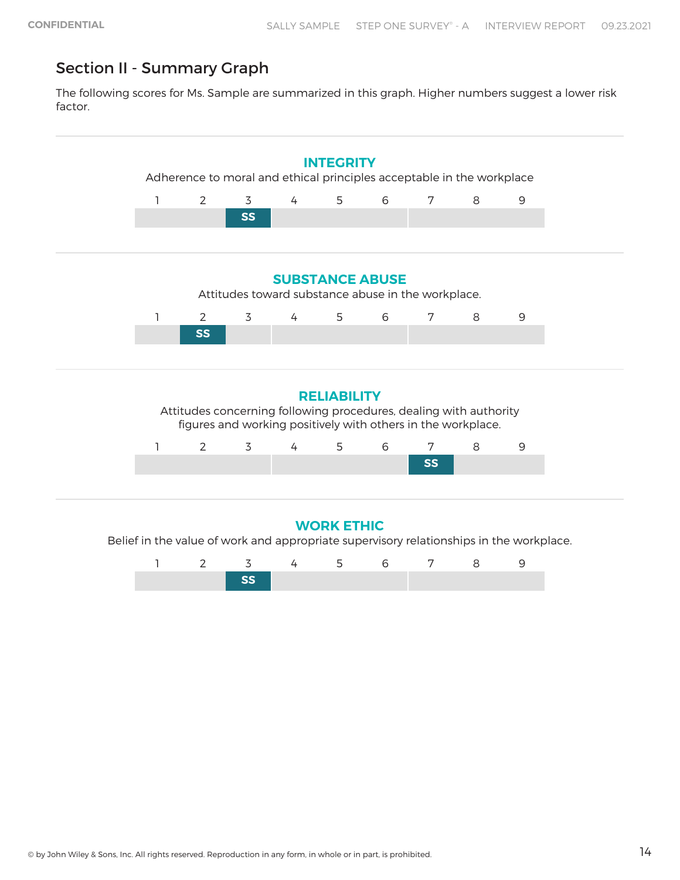## Section II - Summary Graph

The following scores for Ms. Sample are summarized in this graph. Higher numbers suggest a lower risk factor.

### INTEGRITY

Adherence to moral and ethical principles acceptable in the workplace

| 1 | 2 | 3 | 4 | 5 | 6 | 7 | 8 | 9 |
|---|---|---|---|---|---|---|---|---|
| | | SS | | | | | | |

### SUBSTANCE ABUSE

Attitudes toward substance abuse in the workplace.

| 1 | 2 | 3 | 4 | 5 | 6 | 7 | 8 | 9 |
|---|---|---|---|---|---|---|---|---|
| | SS | | | | | | | |

### RELIABILITY

Attitudes concerning following procedures, dealing with authority figures and working positively with others in the workplace.

| 1 | 2 | 3 | 4 | 5 | 6 | 7 | 8 | 9 |
|---|---|---|---|---|---|---|---|---|
| | | | | | | SS | | |

### WORK ETHIC

Belief in the value of work and appropriate supervisory relationships in the workplace.

| 1 | 2 | 3 | 4 | 5 | 6 | 7 | 8 | 9 |
|---|---|---|---|---|---|---|---|---|
| | | SS | | | | | | |

© by John Wiley & Sons, Inc. All rights reserved. Reproduction in any form, in whole or in part, is prohibited.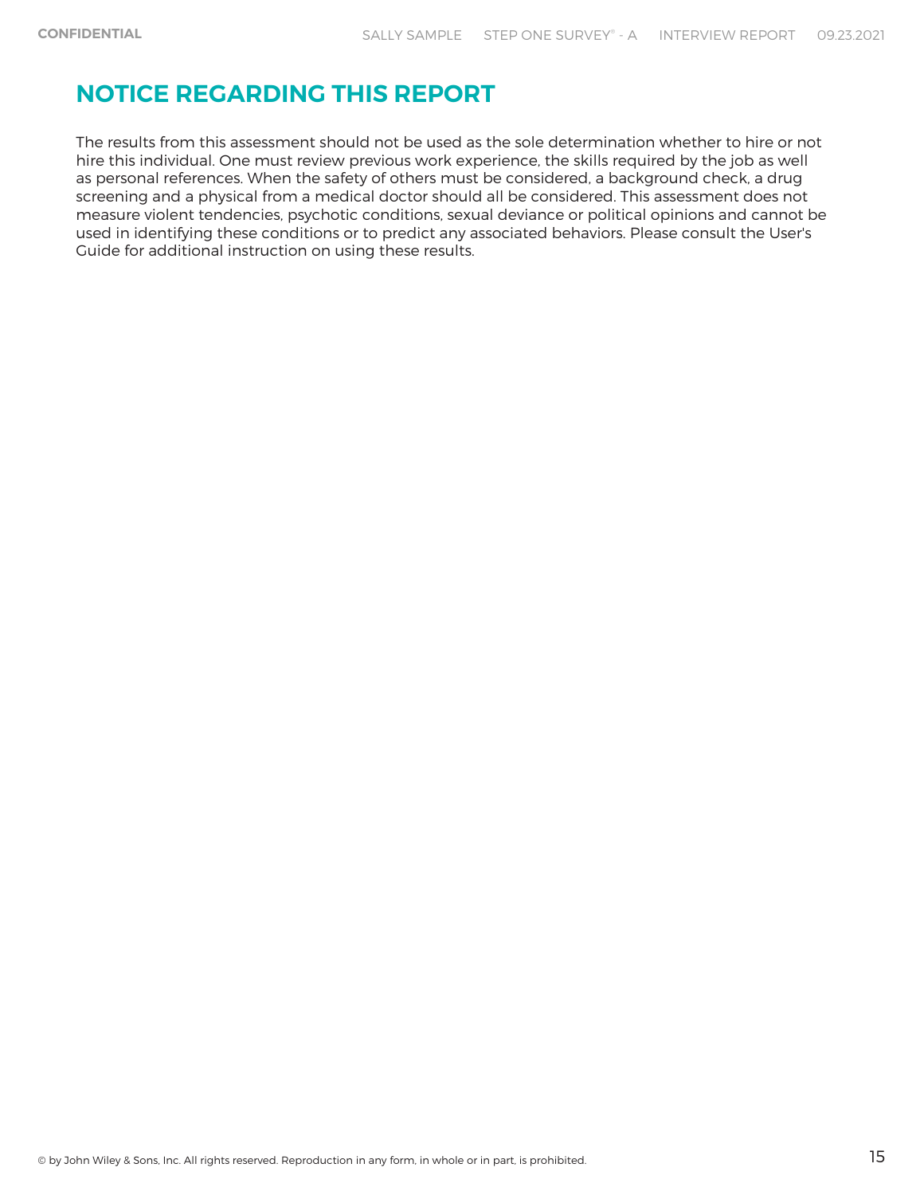## NOTICE REGARDING THIS REPORT

The results from this assessment should not be used as the sole determination whether to hire or not hire this individual. One must review previous work experience, the skills required by the job as well as personal references. When the safety of others must be considered, a background check, a drug screening and a physical from a medical doctor should all be considered. This assessment does not measure violent tendencies, psychotic conditions, sexual deviance or political opinions and cannot be used in identifying these conditions or to predict any associated behaviors. Please consult the User's Guide for additional instruction on using these results.